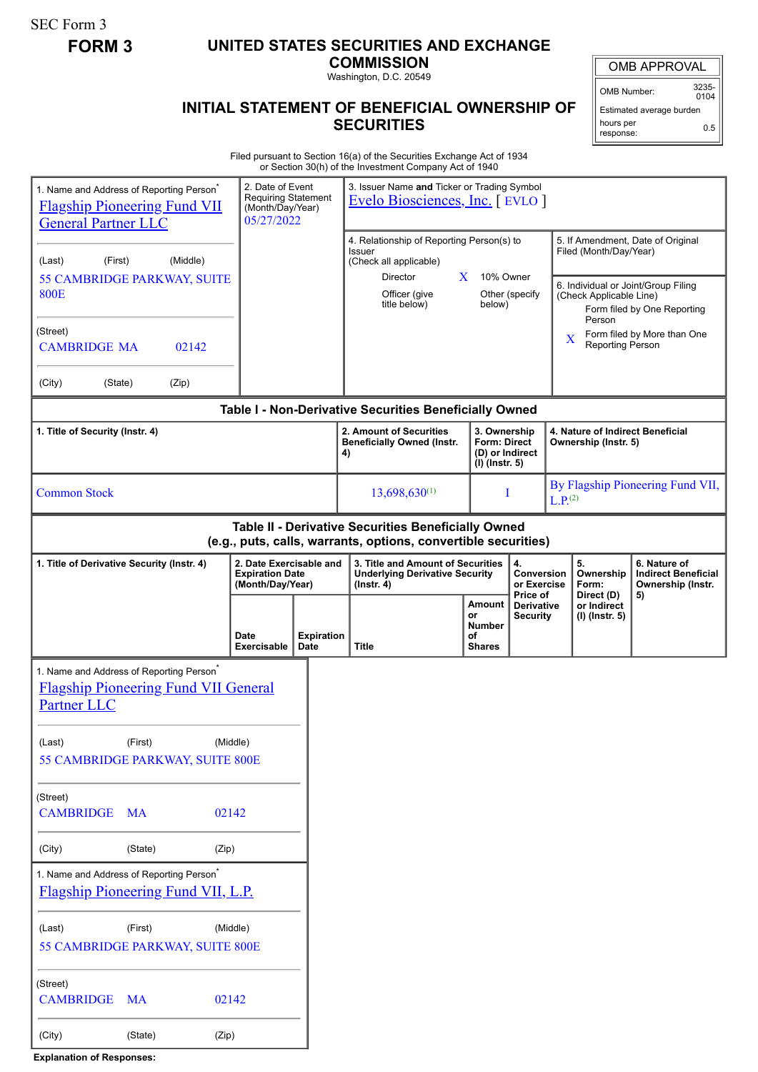SEC Form 3

**FORM 3**

# UNITED STATES SECURITIES AND EXCHANGE COMMISSION

Washington, D.C. 20549

## INITIAL STATEMENT OF BENEFICIAL OWNERSHIP OF SECURITIES

| OMB APPROVAL | |
|---|---|
| OMB Number: | 3235-0104 |
| Estimated average burden hours per response: | 0.5 |

Filed pursuant to Section 16(a) of the Securities Exchange Act of 1934 or Section 30(h) of the Investment Company Act of 1940

1. Name and Address of Reporting Person*
Flagship Pioneering Fund VII General Partner LLC

(Last) (First) (Middle)
55 CAMBRIDGE PARKWAY, SUITE 800E

(Street)
CAMBRIDGE MA 02142

(City) (State) (Zip)

2. Date of Event Requiring Statement (Month/Day/Year)
05/27/2022

3. Issuer Name **and** Ticker or Trading Symbol
Evelo Biosciences, Inc. [ EVLO ]

4. Relationship of Reporting Person(s) to Issuer (Check all applicable)
Director
X 10% Owner
Officer (give title below)
Other (specify below)

5. If Amendment, Date of Original Filed (Month/Day/Year)

6. Individual or Joint/Group Filing (Check Applicable Line)
Form filed by One Reporting Person
X Form filed by More than One Reporting Person

**Table I - Non-Derivative Securities Beneficially Owned**

| 1. Title of Security (Instr. 4) | 2. Amount of Securities Beneficially Owned (Instr. 4) | 3. Ownership Form: Direct (D) or Indirect (I) (Instr. 5) | 4. Nature of Indirect Beneficial Ownership (Instr. 5) |
|---|---|---|---|
| Common Stock | 13,698,630[(1)] | I | By Flagship Pioneering Fund VII, L.P.[(2)] |

**Table II - Derivative Securities Beneficially Owned (e.g., puts, calls, warrants, options, convertible securities)**

| 1. Title of Derivative Security (Instr. 4) | 2. Date Exercisable and Expiration Date (Month/Day/Year) | | 3. Title and Amount of Securities Underlying Derivative Security (Instr. 4) | | 4. Conversion or Exercise Price of Derivative Security | 5. Ownership Form: Direct (D) or Indirect (I) (Instr. 5) | 6. Nature of Indirect Beneficial Ownership (Instr. 5) |
|---|---|---|---|---|---|---|---|
| | Date Exercisable | Expiration Date | Title | Amount or Number of Shares | | | |

1. Name and Address of Reporting Person*
Flagship Pioneering Fund VII General Partner LLC

(Last) (First) (Middle)
55 CAMBRIDGE PARKWAY, SUITE 800E

(Street)
CAMBRIDGE MA 02142

(City) (State) (Zip)

1. Name and Address of Reporting Person*
Flagship Pioneering Fund VII, L.P.

(Last) (First) (Middle)
55 CAMBRIDGE PARKWAY, SUITE 800E

(Street)
CAMBRIDGE MA 02142

(City) (State) (Zip)

**Explanation of Responses:**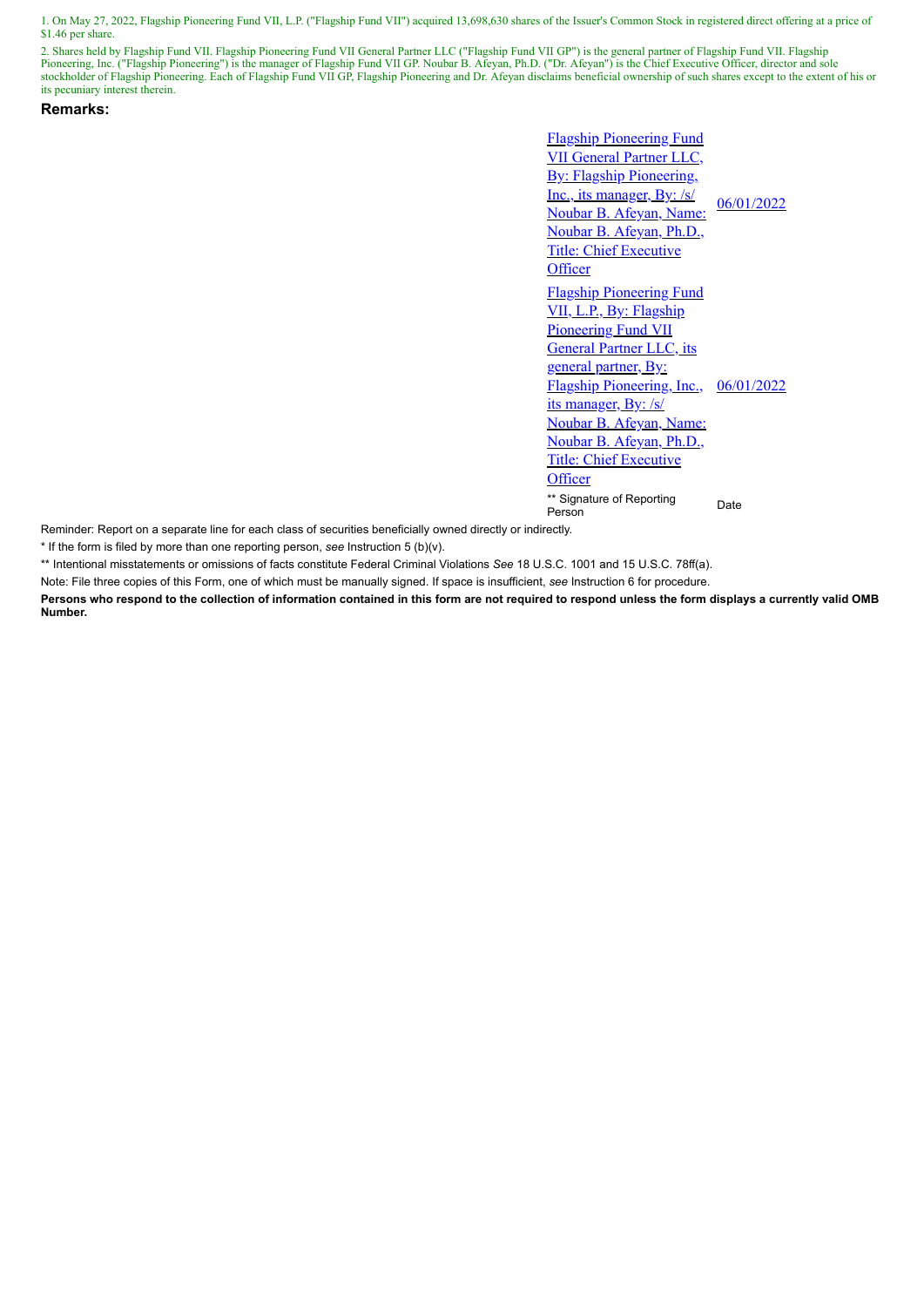1. On May 27, 2022, Flagship Pioneering Fund VII, L.P. ("Flagship Fund VII") acquired 13,698,630 shares of the Issuer's Common Stock in registered direct offering at a price of $1.46 per share.

2. Shares held by Flagship Fund VII. Flagship Pioneering Fund VII General Partner LLC ("Flagship Fund VII GP") is the general partner of Flagship Fund VII. Flagship Pioneering, Inc. ("Flagship Pioneering") is the manager of Flagship Fund VII GP. Noubar B. Afeyan, Ph.D. ("Dr. Afeyan") is the Chief Executive Officer, director and sole stockholder of Flagship Pioneering. Each of Flagship Fund VII GP, Flagship Pioneering and Dr. Afeyan disclaims beneficial ownership of such shares except to the extent of his or its pecuniary interest therein.

**Remarks:**

| | |
|---|---|
| Flagship Pioneering Fund VII General Partner LLC, By: Flagship Pioneering, Inc., its manager, By: /s/ Noubar B. Afeyan, Name: Noubar B. Afeyan, Ph.D., Title: Chief Executive Officer | 06/01/2022 |
| Flagship Pioneering Fund VII, L.P., By: Flagship Pioneering Fund VII General Partner LLC, its general partner, By: Flagship Pioneering, Inc., its manager, By: /s/ Noubar B. Afeyan, Name: Noubar B. Afeyan, Ph.D., Title: Chief Executive Officer | 06/01/2022 |
| ** Signature of Reporting Person | Date |

Reminder: Report on a separate line for each class of securities beneficially owned directly or indirectly.

* If the form is filed by more than one reporting person, *see* Instruction 5 (b)(v).

** Intentional misstatements or omissions of facts constitute Federal Criminal Violations *See* 18 U.S.C. 1001 and 15 U.S.C. 78ff(a).

Note: File three copies of this Form, one of which must be manually signed. If space is insufficient, *see* Instruction 6 for procedure.

**Persons who respond to the collection of information contained in this form are not required to respond unless the form displays a currently valid OMB Number.**